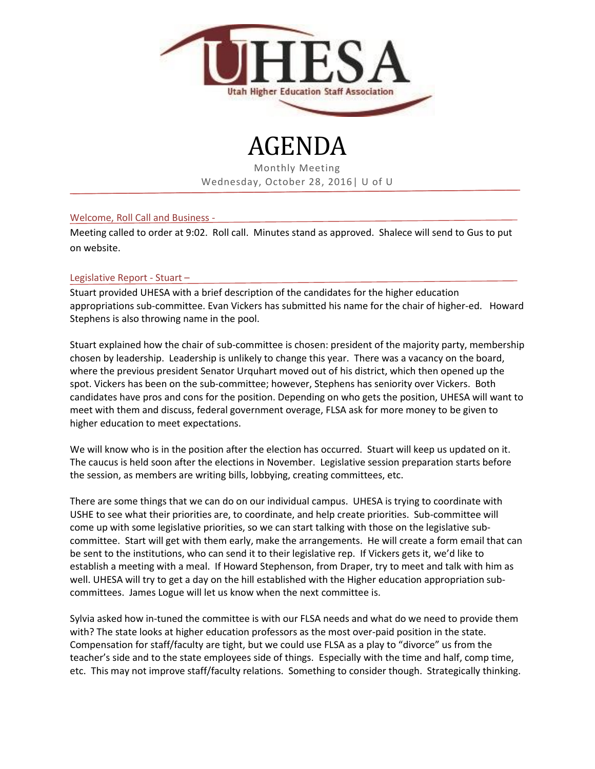UHESA

Utah Higher Education Staff Association

# AGENDA

Monthly Meeting

Wednesday, October 28, 2016| U of U

## Welcome, Roll Call and Business -

Meeting called to order at 9:02. Roll call. Minutes stand as approved. Shalece will send to Gus to put on website.

## Legislative Report - Stuart –

Stuart provided UHESA with a brief description of the candidates for the higher education appropriations sub-committee. Evan Vickers has submitted his name for the chair of higher-ed. Howard Stephens is also throwing name in the pool.

Stuart explained how the chair of sub-committee is chosen: president of the majority party, membership chosen by leadership. Leadership is unlikely to change this year. There was a vacancy on the board, where the previous president Senator Urquhart moved out of his district, which then opened up the spot. Vickers has been on the sub-committee; however, Stephens has seniority over Vickers. Both candidates have pros and cons for the position. Depending on who gets the position, UHESA will want to meet with them and discuss, federal government overage, FLSA ask for more money to be given to higher education to meet expectations.

We will know who is in the position after the election has occurred. Stuart will keep us updated on it. The caucus is held soon after the elections in November. Legislative session preparation starts before the session, as members are writing bills, lobbying, creating committees, etc.

There are some things that we can do on our individual campus. UHESA is trying to coordinate with USHE to see what their priorities are, to coordinate, and help create priorities. Sub-committee will come up with some legislative priorities, so we can start talking with those on the legislative sub-committee. Start will get with them early, make the arrangements. He will create a form email that can be sent to the institutions, who can send it to their legislative rep. If Vickers gets it, we'd like to establish a meeting with a meal. If Howard Stephenson, from Draper, try to meet and talk with him as well. UHESA will try to get a day on the hill established with the Higher education appropriation sub-committees. James Logue will let us know when the next committee is.

Sylvia asked how in-tuned the committee is with our FLSA needs and what do we need to provide them with? The state looks at higher education professors as the most over-paid position in the state. Compensation for staff/faculty are tight, but we could use FLSA as a play to "divorce" us from the teacher's side and to the state employees side of things. Especially with the time and half, comp time, etc. This may not improve staff/faculty relations. Something to consider though. Strategically thinking.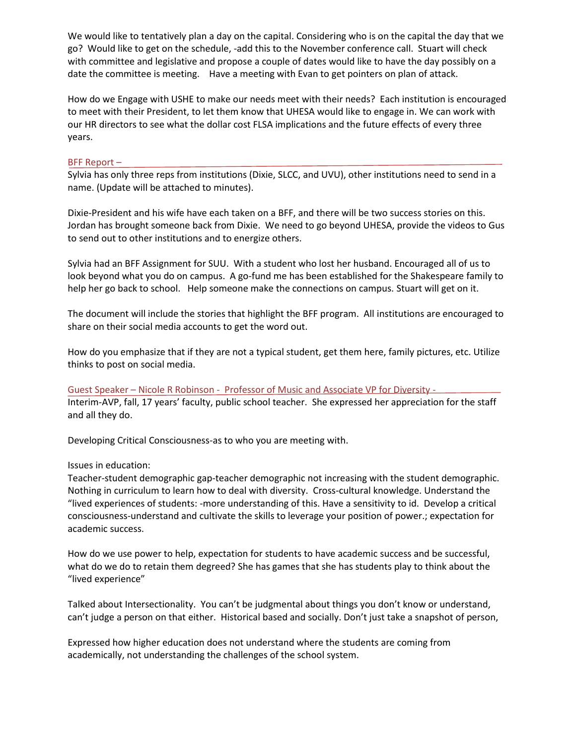We would like to tentatively plan a day on the capital. Considering who is on the capital the day that we go? Would like to get on the schedule, -add this to the November conference call. Stuart will check with committee and legislative and propose a couple of dates would like to have the day possibly on a date the committee is meeting. Have a meeting with Evan to get pointers on plan of attack.

How do we Engage with USHE to make our needs meet with their needs? Each institution is encouraged to meet with their President, to let them know that UHESA would like to engage in. We can work with our HR directors to see what the dollar cost FLSA implications and the future effects of every three years.

## BFF Report –

Sylvia has only three reps from institutions (Dixie, SLCC, and UVU), other institutions need to send in a name. (Update will be attached to minutes).

Dixie-President and his wife have each taken on a BFF, and there will be two success stories on this. Jordan has brought someone back from Dixie. We need to go beyond UHESA, provide the videos to Gus to send out to other institutions and to energize others.

Sylvia had an BFF Assignment for SUU. With a student who lost her husband. Encouraged all of us to look beyond what you do on campus. A go-fund me has been established for the Shakespeare family to help her go back to school. Help someone make the connections on campus. Stuart will get on it.

The document will include the stories that highlight the BFF program. All institutions are encouraged to share on their social media accounts to get the word out.

How do you emphasize that if they are not a typical student, get them here, family pictures, etc. Utilize thinks to post on social media.

## Guest Speaker – Nicole R Robinson - Professor of Music and Associate VP for Diversity -

Interim-AVP, fall, 17 years' faculty, public school teacher. She expressed her appreciation for the staff and all they do.

Developing Critical Consciousness-as to who you are meeting with.

Issues in education:
Teacher-student demographic gap-teacher demographic not increasing with the student demographic. Nothing in curriculum to learn how to deal with diversity. Cross-cultural knowledge. Understand the "lived experiences of students: -more understanding of this. Have a sensitivity to id. Develop a critical consciousness-understand and cultivate the skills to leverage your position of power.; expectation for academic success.

How do we use power to help, expectation for students to have academic success and be successful, what do we do to retain them degreed? She has games that she has students play to think about the "lived experience"

Talked about Intersectionality. You can't be judgmental about things you don't know or understand, can't judge a person on that either. Historical based and socially. Don't just take a snapshot of person,

Expressed how higher education does not understand where the students are coming from academically, not understanding the challenges of the school system.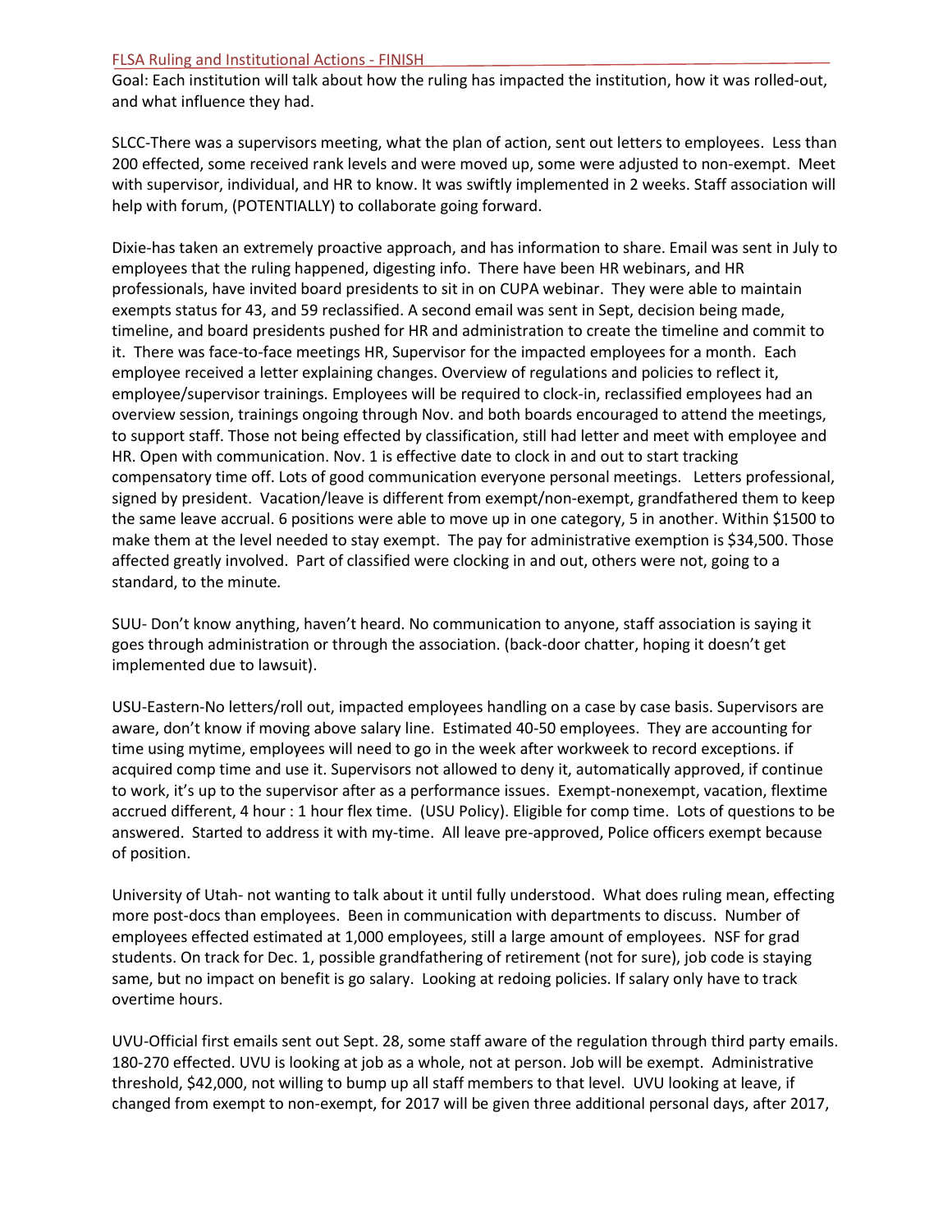## FLSA Ruling and Institutional Actions - FINISH

Goal: Each institution will talk about how the ruling has impacted the institution, how it was rolled-out, and what influence they had.

SLCC-There was a supervisors meeting, what the plan of action, sent out letters to employees. Less than 200 effected, some received rank levels and were moved up, some were adjusted to non-exempt. Meet with supervisor, individual, and HR to know. It was swiftly implemented in 2 weeks. Staff association will help with forum, (POTENTIALLY) to collaborate going forward.

Dixie-has taken an extremely proactive approach, and has information to share. Email was sent in July to employees that the ruling happened, digesting info. There have been HR webinars, and HR professionals, have invited board presidents to sit in on CUPA webinar. They were able to maintain exempts status for 43, and 59 reclassified. A second email was sent in Sept, decision being made, timeline, and board presidents pushed for HR and administration to create the timeline and commit to it. There was face-to-face meetings HR, Supervisor for the impacted employees for a month. Each employee received a letter explaining changes. Overview of regulations and policies to reflect it, employee/supervisor trainings. Employees will be required to clock-in, reclassified employees had an overview session, trainings ongoing through Nov. and both boards encouraged to attend the meetings, to support staff. Those not being effected by classification, still had letter and meet with employee and HR. Open with communication. Nov. 1 is effective date to clock in and out to start tracking compensatory time off. Lots of good communication everyone personal meetings. Letters professional, signed by president. Vacation/leave is different from exempt/non-exempt, grandfathered them to keep the same leave accrual. 6 positions were able to move up in one category, 5 in another. Within $1500 to make them at the level needed to stay exempt. The pay for administrative exemption is $34,500. Those affected greatly involved. Part of classified were clocking in and out, others were not, going to a standard, to the minute.

SUU- Don't know anything, haven't heard. No communication to anyone, staff association is saying it goes through administration or through the association. (back-door chatter, hoping it doesn't get implemented due to lawsuit).

USU-Eastern-No letters/roll out, impacted employees handling on a case by case basis. Supervisors are aware, don't know if moving above salary line. Estimated 40-50 employees. They are accounting for time using mytime, employees will need to go in the week after workweek to record exceptions. if acquired comp time and use it. Supervisors not allowed to deny it, automatically approved, if continue to work, it's up to the supervisor after as a performance issues. Exempt-nonexempt, vacation, flextime accrued different, 4 hour : 1 hour flex time. (USU Policy). Eligible for comp time. Lots of questions to be answered. Started to address it with my-time. All leave pre-approved, Police officers exempt because of position.

University of Utah- not wanting to talk about it until fully understood. What does ruling mean, effecting more post-docs than employees. Been in communication with departments to discuss. Number of employees effected estimated at 1,000 employees, still a large amount of employees. NSF for grad students. On track for Dec. 1, possible grandfathering of retirement (not for sure), job code is staying same, but no impact on benefit is go salary. Looking at redoing policies. If salary only have to track overtime hours.

UVU-Official first emails sent out Sept. 28, some staff aware of the regulation through third party emails. 180-270 effected. UVU is looking at job as a whole, not at person. Job will be exempt. Administrative threshold, $42,000, not willing to bump up all staff members to that level. UVU looking at leave, if changed from exempt to non-exempt, for 2017 will be given three additional personal days, after 2017,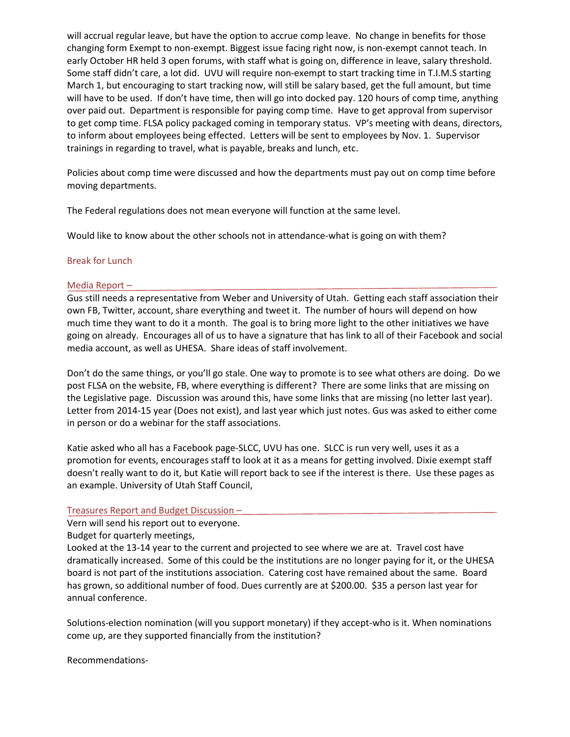will accrual regular leave, but have the option to accrue comp leave. No change in benefits for those changing form Exempt to non-exempt. Biggest issue facing right now, is non-exempt cannot teach. In early October HR held 3 open forums, with staff what is going on, difference in leave, salary threshold. Some staff didn't care, a lot did. UVU will require non-exempt to start tracking time in T.I.M.S starting March 1, but encouraging to start tracking now, will still be salary based, get the full amount, but time will have to be used. If don't have time, then will go into docked pay. 120 hours of comp time, anything over paid out. Department is responsible for paying comp time. Have to get approval from supervisor to get comp time. FLSA policy packaged coming in temporary status. VP's meeting with deans, directors, to inform about employees being effected. Letters will be sent to employees by Nov. 1. Supervisor trainings in regarding to travel, what is payable, breaks and lunch, etc.

Policies about comp time were discussed and how the departments must pay out on comp time before moving departments.

The Federal regulations does not mean everyone will function at the same level.

Would like to know about the other schools not in attendance-what is going on with them?

## Break for Lunch

## Media Report –

Gus still needs a representative from Weber and University of Utah. Getting each staff association their own FB, Twitter, account, share everything and tweet it. The number of hours will depend on how much time they want to do it a month. The goal is to bring more light to the other initiatives we have going on already. Encourages all of us to have a signature that has link to all of their Facebook and social media account, as well as UHESA. Share ideas of staff involvement.

Don't do the same things, or you'll go stale. One way to promote is to see what others are doing. Do we post FLSA on the website, FB, where everything is different? There are some links that are missing on the Legislative page. Discussion was around this, have some links that are missing (no letter last year). Letter from 2014-15 year (Does not exist), and last year which just notes. Gus was asked to either come in person or do a webinar for the staff associations.

Katie asked who all has a Facebook page-SLCC, UVU has one. SLCC is run very well, uses it as a promotion for events, encourages staff to look at it as a means for getting involved. Dixie exempt staff doesn't really want to do it, but Katie will report back to see if the interest is there. Use these pages as an example. University of Utah Staff Council,

## Treasures Report and Budget Discussion –

Vern will send his report out to everyone.
Budget for quarterly meetings,
Looked at the 13-14 year to the current and projected to see where we are at. Travel cost have dramatically increased. Some of this could be the institutions are no longer paying for it, or the UHESA board is not part of the institutions association. Catering cost have remained about the same. Board has grown, so additional number of food. Dues currently are at $200.00. $35 a person last year for annual conference.

Solutions-election nomination (will you support monetary) if they accept-who is it. When nominations come up, are they supported financially from the institution?

Recommendations-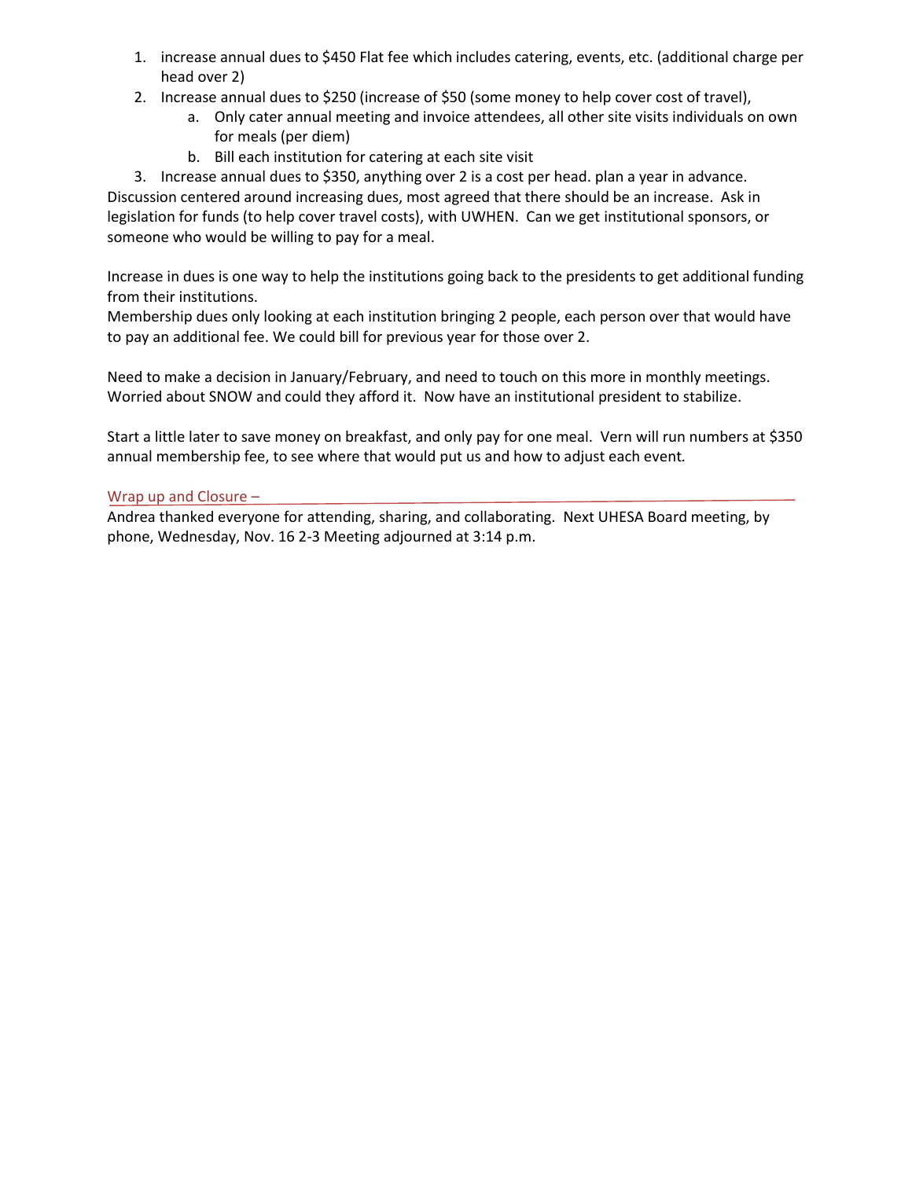1. increase annual dues to $450 Flat fee which includes catering, events, etc. (additional charge per head over 2)
2. Increase annual dues to $250 (increase of $50 (some money to help cover cost of travel),
    a. Only cater annual meeting and invoice attendees, all other site visits individuals on own for meals (per diem)
    b. Bill each institution for catering at each site visit
3. Increase annual dues to $350, anything over 2 is a cost per head. plan a year in advance.

Discussion centered around increasing dues, most agreed that there should be an increase. Ask in legislation for funds (to help cover travel costs), with UWHEN. Can we get institutional sponsors, or someone who would be willing to pay for a meal.

Increase in dues is one way to help the institutions going back to the presidents to get additional funding from their institutions.
Membership dues only looking at each institution bringing 2 people, each person over that would have to pay an additional fee. We could bill for previous year for those over 2.

Need to make a decision in January/February, and need to touch on this more in monthly meetings. Worried about SNOW and could they afford it. Now have an institutional president to stabilize.

Start a little later to save money on breakfast, and only pay for one meal. Vern will run numbers at $350 annual membership fee, to see where that would put us and how to adjust each event.

## Wrap up and Closure –

Andrea thanked everyone for attending, sharing, and collaborating. Next UHESA Board meeting, by phone, Wednesday, Nov. 16 2-3 Meeting adjourned at 3:14 p.m.